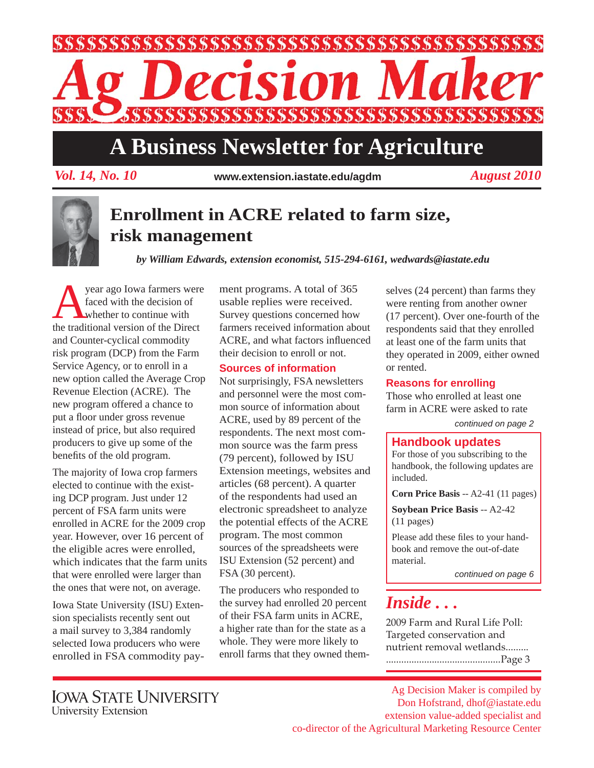# Ag Decision Maker

## A Business Newsletter for Agriculture

*Vol. 14, No. 10* www.extension.iastate.edu/agdm *August 2010*

# Enrollment in ACRE related to farm size, risk management

***by William Edwards, extension economist, 515-294-6161, wedwards@iastate.edu***

A year ago Iowa farmers were faced with the decision of whether to continue with the traditional version of the Direct and Counter-cyclical commodity risk program (DCP) from the Farm Service Agency, or to enroll in a new option called the Average Crop Revenue Election (ACRE). The new program offered a chance to put a floor under gross revenue instead of price, but also required producers to give up some of the benefits of the old program.

The majority of Iowa crop farmers elected to continue with the existing DCP program. Just under 12 percent of FSA farm units were enrolled in ACRE for the 2009 crop year. However, over 16 percent of the eligible acres were enrolled, which indicates that the farm units that were enrolled were larger than the ones that were not, on average.

Iowa State University (ISU) Extension specialists recently sent out a mail survey to 3,384 randomly selected Iowa producers who were enrolled in FSA commodity payment programs. A total of 365 usable replies were received. Survey questions concerned how farmers received information about ACRE, and what factors influenced their decision to enroll or not.

### Sources of information

Not surprisingly, FSA newsletters and personnel were the most common source of information about ACRE, used by 89 percent of the respondents. The next most common source was the farm press (79 percent), followed by ISU Extension meetings, websites and articles (68 percent). A quarter of the respondents had used an electronic spreadsheet to analyze the potential effects of the ACRE program. The most common sources of the spreadsheets were ISU Extension (52 percent) and FSA (30 percent).

The producers who responded to the survey had enrolled 20 percent of their FSA farm units in ACRE, a higher rate than for the state as a whole. They were more likely to enroll farms that they owned themselves (24 percent) than farms they were renting from another owner (17 percent). Over one-fourth of the respondents said that they enrolled at least one of the farm units that they operated in 2009, either owned or rented.

### Reasons for enrolling

Those who enrolled at least one farm in ACRE were asked to rate

*continued on page 2*

## Handbook updates

For those of you subscribing to the handbook, the following updates are included.

**Corn Price Basis** -- A2-41 (11 pages)

**Soybean Price Basis** -- A2-42 (11 pages)

Please add these files to your handbook and remove the out-of-date material.

*continued on page 6*

## *Inside . . .*

2009 Farm and Rural Life Poll: Targeted conservation and nutrient removal wetlands...............................................Page 3

IOWA STATE UNIVERSITY
University Extension

Ag Decision Maker is compiled by Don Hofstrand, dhof@iastate.edu extension value-added specialist and co-director of the Agricultural Marketing Resource Center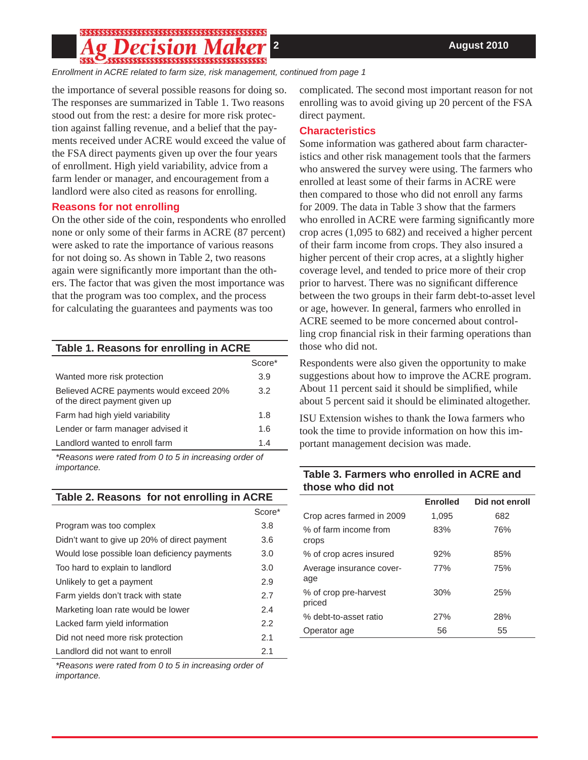*Enrollment in ACRE related to farm size, risk management, continued from page 1*

the importance of several possible reasons for doing so. The responses are summarized in Table 1. Two reasons stood out from the rest: a desire for more risk protection against falling revenue, and a belief that the payments received under ACRE would exceed the value of the FSA direct payments given up over the four years of enrollment. High yield variability, advice from a farm lender or manager, and encouragement from a landlord were also cited as reasons for enrolling.

## Reasons for not enrolling

On the other side of the coin, respondents who enrolled none or only some of their farms in ACRE (87 percent) were asked to rate the importance of various reasons for not doing so. As shown in Table 2, two reasons again were significantly more important than the others. The factor that was given the most importance was that the program was too complex, and the process for calculating the guarantees and payments was too complicated. The second most important reason for not enrolling was to avoid giving up 20 percent of the FSA direct payment.

### Table 1. Reasons for enrolling in ACRE

| | Score* |
|---|---|
| Wanted more risk protection | 3.9 |
| Believed ACRE payments would exceed 20% of the direct payment given up | 3.2 |
| Farm had high yield variability | 1.8 |
| Lender or farm manager advised it | 1.6 |
| Landlord wanted to enroll farm | 1.4 |

*\*Reasons were rated from 0 to 5 in increasing order of importance.*

### Table 2. Reasons for not enrolling in ACRE

| | Score* |
|---|---|
| Program was too complex | 3.8 |
| Didn't want to give up 20% of direct payment | 3.6 |
| Would lose possible loan deficiency payments | 3.0 |
| Too hard to explain to landlord | 3.0 |
| Unlikely to get a payment | 2.9 |
| Farm yields don't track with state | 2.7 |
| Marketing loan rate would be lower | 2.4 |
| Lacked farm yield information | 2.2 |
| Did not need more risk protection | 2.1 |
| Landlord did not want to enroll | 2.1 |

*\*Reasons were rated from 0 to 5 in increasing order of importance.*

## Characteristics

Some information was gathered about farm characteristics and other risk management tools that the farmers who answered the survey were using. The farmers who enrolled at least some of their farms in ACRE were then compared to those who did not enroll any farms for 2009. The data in Table 3 show that the farmers who enrolled in ACRE were farming significantly more crop acres (1,095 to 682) and received a higher percent of their farm income from crops. They also insured a higher percent of their crop acres, at a slightly higher coverage level, and tended to price more of their crop prior to harvest. There was no significant difference between the two groups in their farm debt-to-asset level or age, however. In general, farmers who enrolled in ACRE seemed to be more concerned about controlling crop financial risk in their farming operations than those who did not.

Respondents were also given the opportunity to make suggestions about how to improve the ACRE program. About 11 percent said it should be simplified, while about 5 percent said it should be eliminated altogether.

ISU Extension wishes to thank the Iowa farmers who took the time to provide information on how this important management decision was made.

### Table 3. Farmers who enrolled in ACRE and those who did not

| | Enrolled | Did not enroll |
|---|---|---|
| Crop acres farmed in 2009 | 1,095 | 682 |
| % of farm income from crops | 83% | 76% |
| % of crop acres insured | 92% | 85% |
| Average insurance coverage | 77% | 75% |
| % of crop pre-harvest priced | 30% | 25% |
| % debt-to-asset ratio | 27% | 28% |
| Operator age | 56 | 55 |